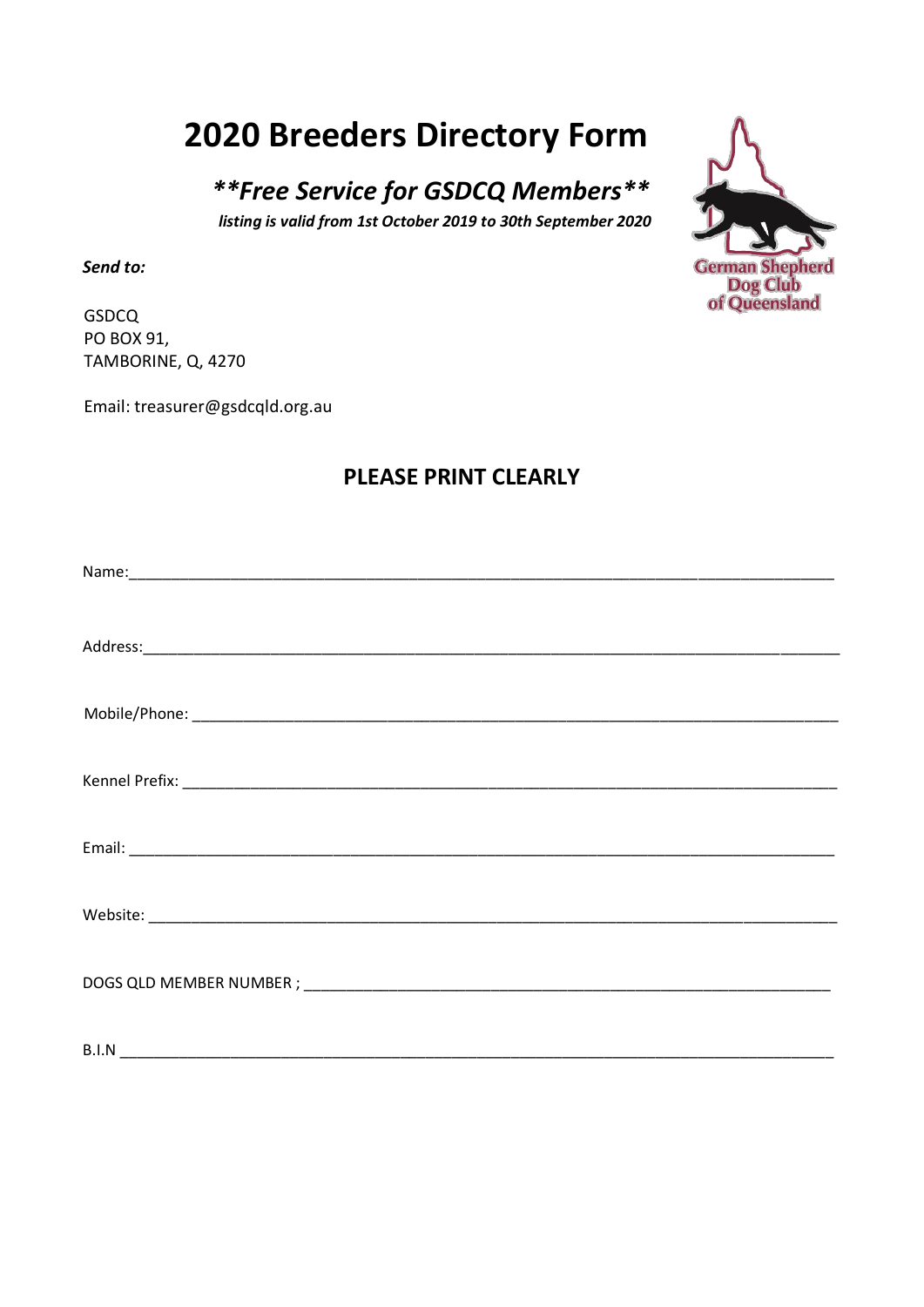# 2020 Breeders Directory Form

## ***\*\*Free Service for GSDCQ Members\*\****

***listing is valid from 1st October 2019 to 30th September 2020***

***Send to:***

GSDCQ
PO BOX 91,
TAMBORINE, Q, 4270

Email: treasurer@gsdcqld.org.au

German Shepherd Dog Club of Queensland

## PLEASE PRINT CLEARLY

Name:\_\_\_\_\_\_\_\_\_\_\_\_\_\_\_\_\_\_\_\_\_\_\_\_\_\_\_\_\_\_\_\_\_\_\_\_\_\_\_\_\_\_\_\_\_\_\_\_\_\_\_\_\_\_\_\_\_\_\_\_\_\_\_\_\_\_\_\_\_\_\_\_\_\_\_\_\_\_

Address:\_\_\_\_\_\_\_\_\_\_\_\_\_\_\_\_\_\_\_\_\_\_\_\_\_\_\_\_\_\_\_\_\_\_\_\_\_\_\_\_\_\_\_\_\_\_\_\_\_\_\_\_\_\_\_\_\_\_\_\_\_\_\_\_\_\_\_\_\_\_\_\_\_\_\_\_\_\_

Mobile/Phone: \_\_\_\_\_\_\_\_\_\_\_\_\_\_\_\_\_\_\_\_\_\_\_\_\_\_\_\_\_\_\_\_\_\_\_\_\_\_\_\_\_\_\_\_\_\_\_\_\_\_\_\_\_\_\_\_\_\_\_\_\_\_\_\_\_\_\_\_\_\_\_\_\_\_

Kennel Prefix: \_\_\_\_\_\_\_\_\_\_\_\_\_\_\_\_\_\_\_\_\_\_\_\_\_\_\_\_\_\_\_\_\_\_\_\_\_\_\_\_\_\_\_\_\_\_\_\_\_\_\_\_\_\_\_\_\_\_\_\_\_\_\_\_\_\_\_\_\_\_\_\_\_\_

Email: \_\_\_\_\_\_\_\_\_\_\_\_\_\_\_\_\_\_\_\_\_\_\_\_\_\_\_\_\_\_\_\_\_\_\_\_\_\_\_\_\_\_\_\_\_\_\_\_\_\_\_\_\_\_\_\_\_\_\_\_\_\_\_\_\_\_\_\_\_\_\_\_\_\_\_\_\_\_

Website: \_\_\_\_\_\_\_\_\_\_\_\_\_\_\_\_\_\_\_\_\_\_\_\_\_\_\_\_\_\_\_\_\_\_\_\_\_\_\_\_\_\_\_\_\_\_\_\_\_\_\_\_\_\_\_\_\_\_\_\_\_\_\_\_\_\_\_\_\_\_\_\_\_\_\_\_

DOGS QLD MEMBER NUMBER ; \_\_\_\_\_\_\_\_\_\_\_\_\_\_\_\_\_\_\_\_\_\_\_\_\_\_\_\_\_\_\_\_\_\_\_\_\_\_\_\_\_\_\_\_\_\_\_\_\_\_\_\_\_\_\_\_\_\_\_\_

B.I.N \_\_\_\_\_\_\_\_\_\_\_\_\_\_\_\_\_\_\_\_\_\_\_\_\_\_\_\_\_\_\_\_\_\_\_\_\_\_\_\_\_\_\_\_\_\_\_\_\_\_\_\_\_\_\_\_\_\_\_\_\_\_\_\_\_\_\_\_\_\_\_\_\_\_\_\_\_\_\_\_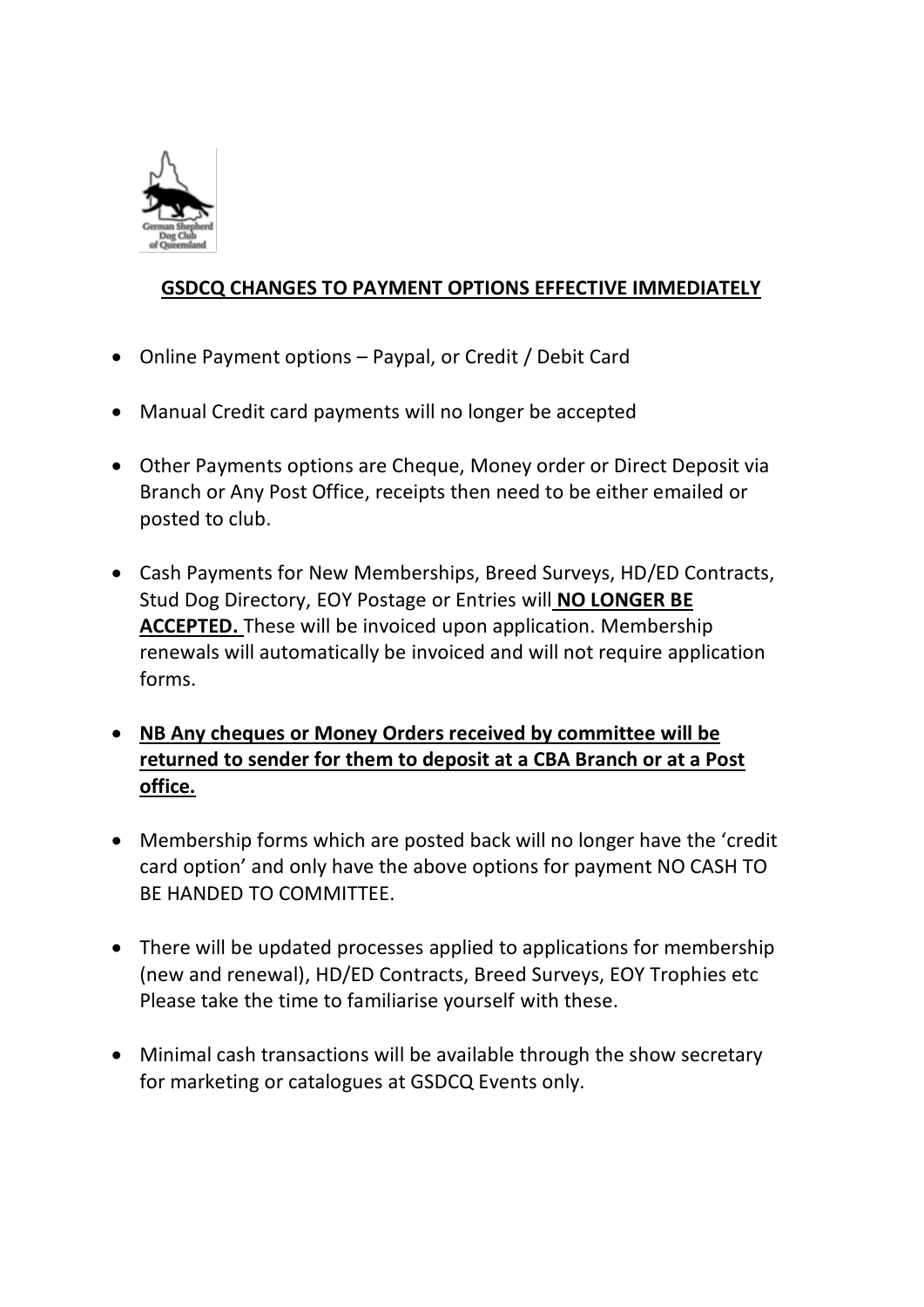German Shepherd Dog Club of Queensland

**GSDCQ CHANGES TO PAYMENT OPTIONS EFFECTIVE IMMEDIATELY**

- Online Payment options – Paypal, or Credit / Debit Card
- Manual Credit card payments will no longer be accepted
- Other Payments options are Cheque, Money order or Direct Deposit via Branch or Any Post Office, receipts then need to be either emailed or posted to club.
- Cash Payments for New Memberships, Breed Surveys, HD/ED Contracts, Stud Dog Directory, EOY Postage or Entries will **NO LONGER BE ACCEPTED.** These will be invoiced upon application. Membership renewals will automatically be invoiced and will not require application forms.
- **NB Any cheques or Money Orders received by committee will be returned to sender for them to deposit at a CBA Branch or at a Post office.**
- Membership forms which are posted back will no longer have the 'credit card option' and only have the above options for payment NO CASH TO BE HANDED TO COMMITTEE.
- There will be updated processes applied to applications for membership (new and renewal), HD/ED Contracts, Breed Surveys, EOY Trophies etc Please take the time to familiarise yourself with these.
- Minimal cash transactions will be available through the show secretary for marketing or catalogues at GSDCQ Events only.